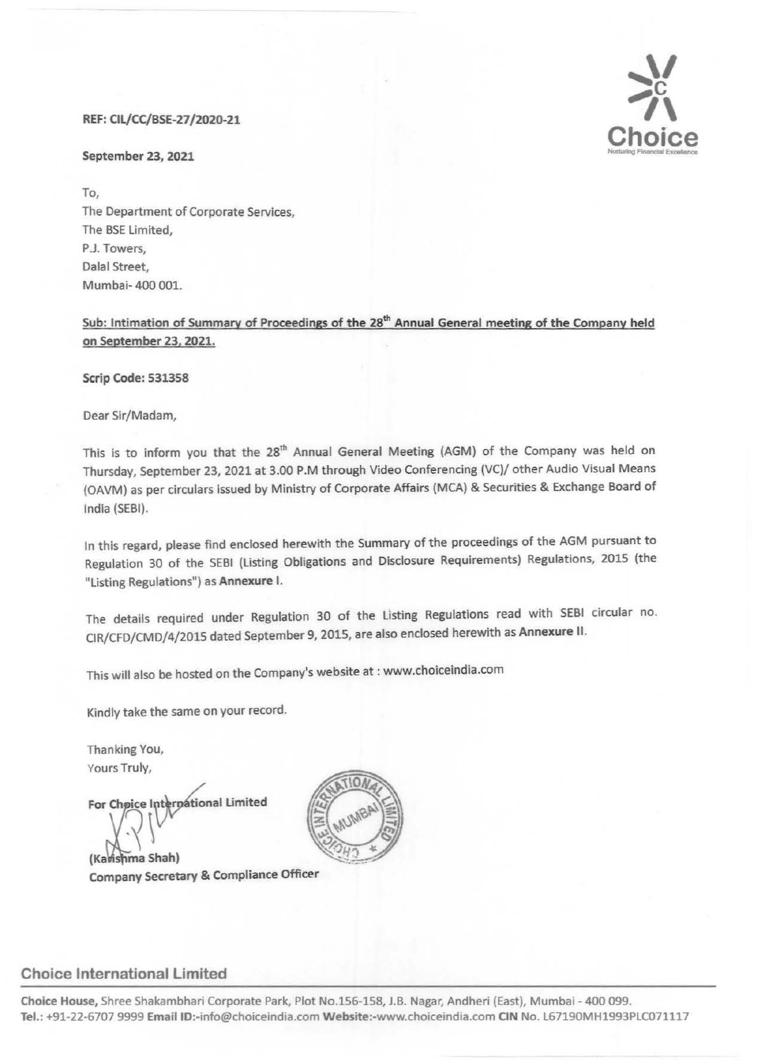REF: CIL/CC/BSE-27/2020-21

**September 23, 2021**

To,
The Department of Corporate Services,
The BSE Limited,
P.J. Towers,
Dalal Street,
Mumbai- 400 001.

**Sub: Intimation of Summary of Proceedings of the 28th Annual General meeting of the Company held on September 23, 2021.**

**Scrip Code: 531358**

Dear Sir/Madam,

This is to inform you that the 28th Annual General Meeting (AGM) of the Company was held on Thursday, September 23, 2021 at 3.00 P.M through Video Conferencing (VC)/ other Audio Visual Means (OAVM) as per circulars issued by Ministry of Corporate Affairs (MCA) & Securities & Exchange Board of India (SEBI).

In this regard, please find enclosed herewith the Summary of the proceedings of the AGM pursuant to Regulation 30 of the SEBI (Listing Obligations and Disclosure Requirements) Regulations, 2015 (the "Listing Regulations") as **Annexure I**.

The details required under Regulation 30 of the Listing Regulations read with SEBI circular no. CIR/CFD/CMD/4/2015 dated September 9, 2015, are also enclosed herewith as **Annexure II**.

This will also be hosted on the Company's website at : www.choiceindia.com

Kindly take the same on your record.

Thanking You,
Yours Truly,

**For Choice International Limited**

**(Karishma Shah)**
**Company Secretary & Compliance Officer**

**Choice International Limited**

**Choice House,** Shree Shakambhari Corporate Park, Plot No.156-158, J.B. Nagar, Andheri (East), Mumbai - 400 099.
**Tel.:** +91-22-6707 9999 **Email ID:**-info@choiceindia.com **Website:**-www.choiceindia.com **CIN** No. L67190MH1993PLC071117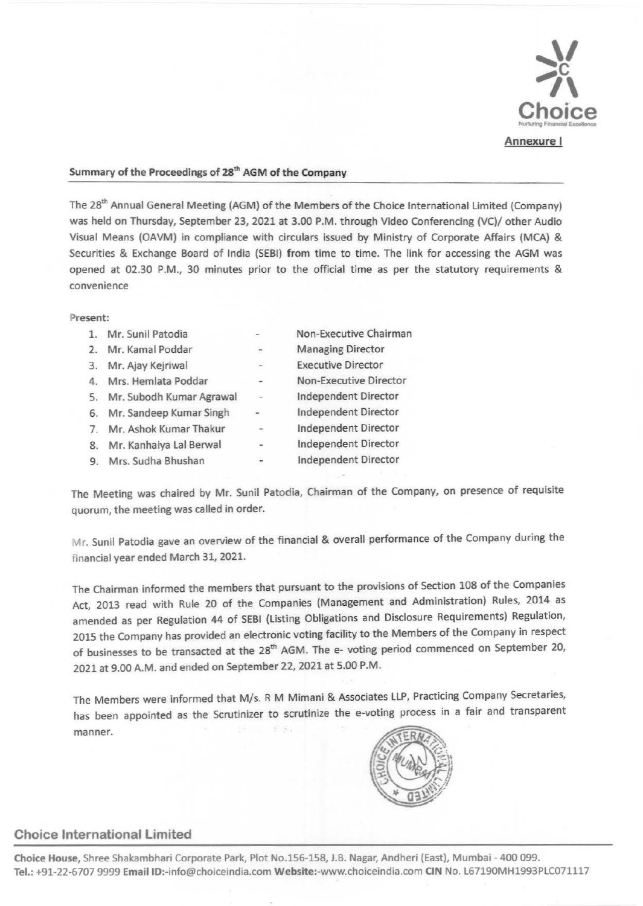**Annexure I**

**Summary of the Proceedings of 28th AGM of the Company**

The 28th Annual General Meeting (AGM) of the Members of the Choice International Limited (Company) was held on Thursday, September 23, 2021 at 3.00 P.M. through Video Conferencing (VC)/ other Audio Visual Means (OAVM) in compliance with circulars issued by Ministry of Corporate Affairs (MCA) & Securities & Exchange Board of India (SEBI) from time to time. The link for accessing the AGM was opened at 02.30 P.M., 30 minutes prior to the official time as per the statutory requirements & convenience

Present:

1. Mr. Sunil Patodia - Non-Executive Chairman
2. Mr. Kamal Poddar - Managing Director
3. Mr. Ajay Kejriwal - Executive Director
4. Mrs. Hemlata Poddar - Non-Executive Director
5. Mr. Subodh Kumar Agrawal - Independent Director
6. Mr. Sandeep Kumar Singh - Independent Director
7. Mr. Ashok Kumar Thakur - Independent Director
8. Mr. Kanhaiya Lal Berwal - Independent Director
9. Mrs. Sudha Bhushan - Independent Director

The Meeting was chaired by Mr. Sunil Patodia, Chairman of the Company, on presence of requisite quorum, the meeting was called in order.

Mr. Sunil Patodia gave an overview of the financial & overall performance of the Company during the financial year ended March 31, 2021.

The Chairman informed the members that pursuant to the provisions of Section 108 of the Companies Act, 2013 read with Rule 20 of the Companies (Management and Administration) Rules, 2014 as amended as per Regulation 44 of SEBI (Listing Obligations and Disclosure Requirements) Regulation, 2015 the Company has provided an electronic voting facility to the Members of the Company in respect of businesses to be transacted at the 28th AGM. The e- voting period commenced on September 20, 2021 at 9.00 A.M. and ended on September 22, 2021 at 5.00 P.M.

The Members were informed that M/s. R M Mimani & Associates LLP, Practicing Company Secretaries, has been appointed as the Scrutinizer to scrutinize the e-voting process in a fair and transparent manner.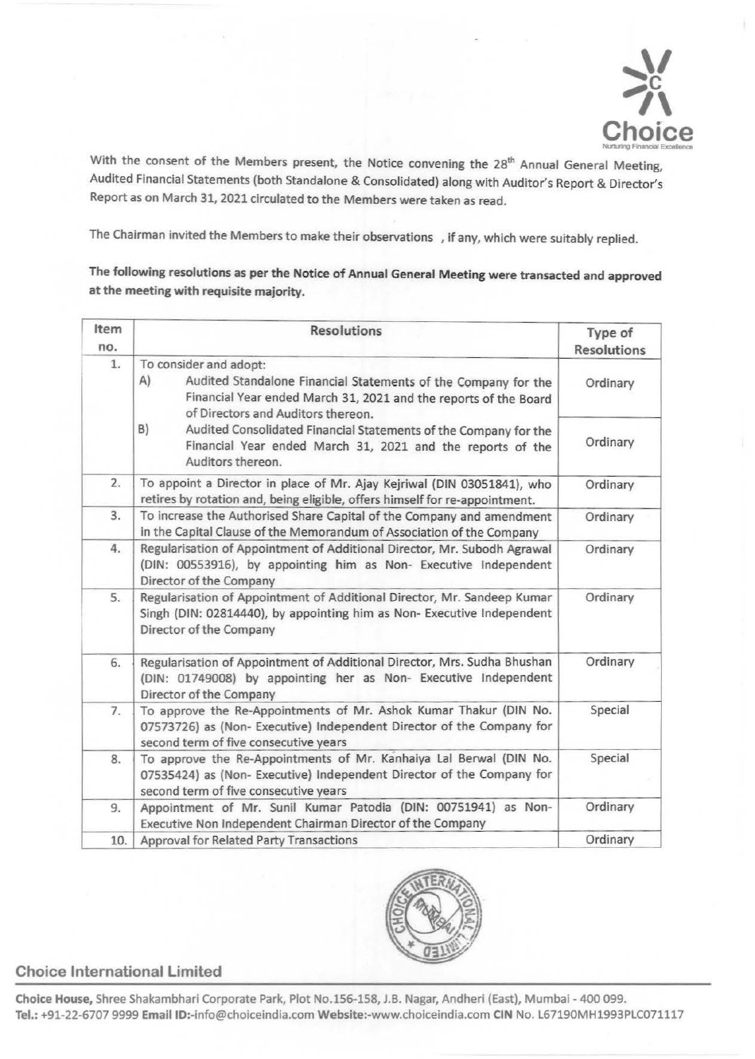With the consent of the Members present, the Notice convening the 28th Annual General Meeting, Audited Financial Statements (both Standalone & Consolidated) along with Auditor's Report & Director's Report as on March 31, 2021 circulated to the Members were taken as read.

The Chairman invited the Members to make their observations , if any, which were suitably replied.

**The following resolutions as per the Notice of Annual General Meeting were transacted and approved at the meeting with requisite majority.**

| Item no. | Resolutions | Type of Resolutions |
|---|---|---|
| 1. | To consider and adopt:<br>A) Audited Standalone Financial Statements of the Company for the Financial Year ended March 31, 2021 and the reports of the Board of Directors and Auditors thereon. | Ordinary |
| | B) Audited Consolidated Financial Statements of the Company for the Financial Year ended March 31, 2021 and the reports of the Auditors thereon. | Ordinary |
| 2. | To appoint a Director in place of Mr. Ajay Kejriwal (DIN 03051841), who retires by rotation and, being eligible, offers himself for re-appointment. | Ordinary |
| 3. | To increase the Authorised Share Capital of the Company and amendment in the Capital Clause of the Memorandum of Association of the Company | Ordinary |
| 4. | Regularisation of Appointment of Additional Director, Mr. Subodh Agrawal (DIN: 00553916), by appointing him as Non- Executive Independent Director of the Company | Ordinary |
| 5. | Regularisation of Appointment of Additional Director, Mr. Sandeep Kumar Singh (DIN: 02814440), by appointing him as Non- Executive Independent Director of the Company | Ordinary |
| 6. | Regularisation of Appointment of Additional Director, Mrs. Sudha Bhushan (DIN: 01749008) by appointing her as Non- Executive Independent Director of the Company | Ordinary |
| 7. | To approve the Re-Appointments of Mr. Ashok Kumar Thakur (DIN No. 07573726) as (Non- Executive) Independent Director of the Company for second term of five consecutive years | Special |
| 8. | To approve the Re-Appointments of Mr. Kanhaiya Lal Berwal (DIN No. 07535424) as (Non- Executive) Independent Director of the Company for second term of five consecutive years | Special |
| 9. | Appointment of Mr. Sunil Kumar Patodia (DIN: 00751941) as Non-Executive Non Independent Chairman Director of the Company | Ordinary |
| 10. | Approval for Related Party Transactions | Ordinary |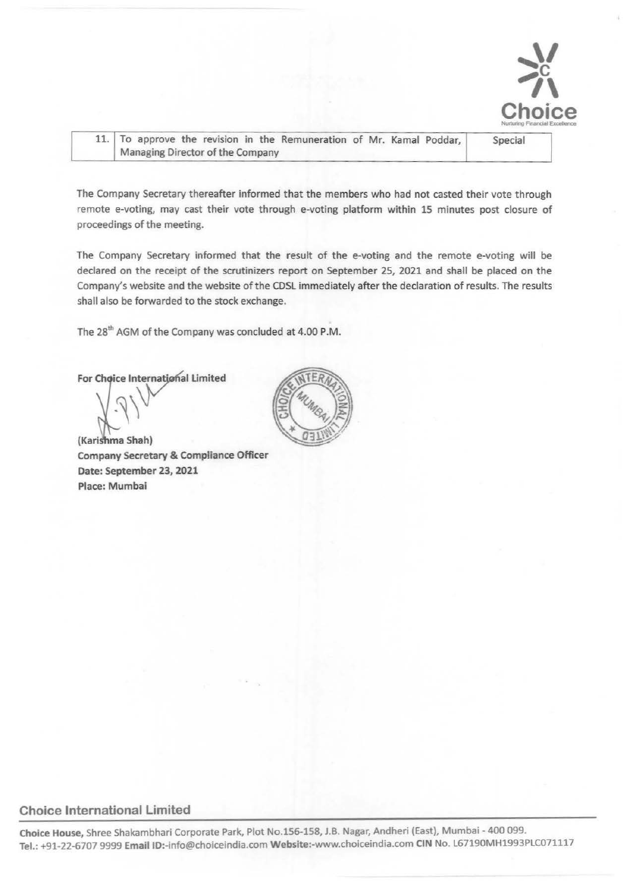| 11. | To approve the revision in the Remuneration of Mr. Kamal Poddar, Managing Director of the Company | Special |
|---|---|---|

The Company Secretary thereafter informed that the members who had not casted their vote through remote e-voting, may cast their vote through e-voting platform within 15 minutes post closure of proceedings of the meeting.

The Company Secretary informed that the result of the e-voting and the remote e-voting will be declared on the receipt of the scrutinizers report on September 25, 2021 and shall be placed on the Company's website and the website of the CDSL immediately after the declaration of results. The results shall also be forwarded to the stock exchange.

The 28th AGM of the Company was concluded at 4.00 P.M.

**For Choice International Limited**

**(Karishma Shah)**
**Company Secretary & Compliance Officer**
**Date: September 23, 2021**
**Place: Mumbai**

**Choice International Limited**

**Choice House,** Shree Shakambhari Corporate Park, Plot No.156-158, J.B. Nagar, Andheri (East), Mumbai - 400 099.
**Tel.:** +91-22-6707 9999 **Email ID:**-info@choiceindia.com **Website:**-www.choiceindia.com **CIN** No. L67190MH1993PLC071117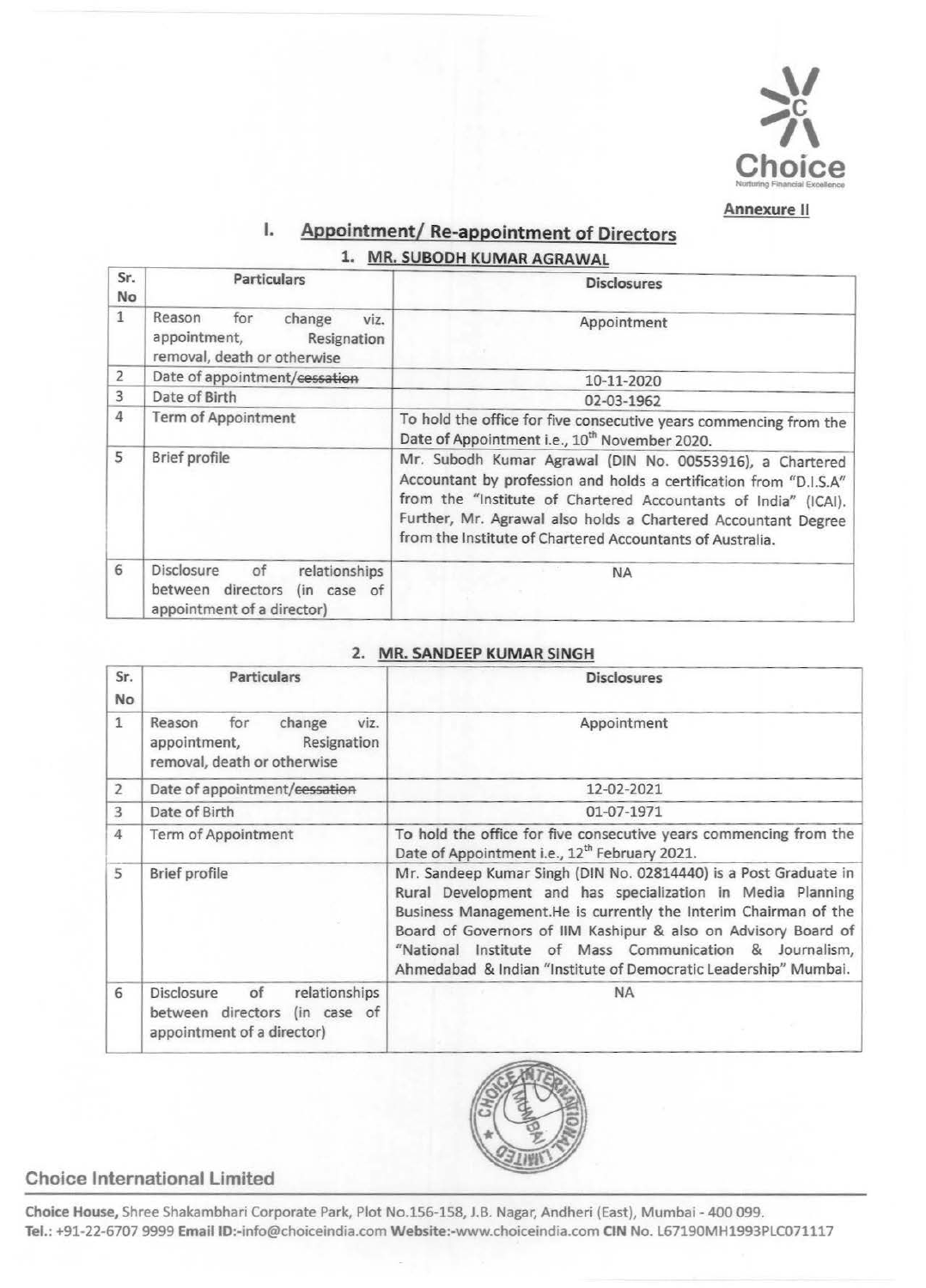Annexure II

# I. Appointment/ Re-appointment of Directors

## 1. MR. SUBODH KUMAR AGRAWAL

| Sr. No | Particulars | Disclosures |
|---|---|---|
| 1 | Reason for change viz. appointment, Resignation removal, death or otherwise | Appointment |
| 2 | Date of appointment/~~cessation~~ | 10-11-2020 |
| 3 | Date of Birth | 02-03-1962 |
| 4 | Term of Appointment | To hold the office for five consecutive years commencing from the Date of Appointment i.e., 10th November 2020. |
| 5 | Brief profile | Mr. Subodh Kumar Agrawal (DIN No. 00553916), a Chartered Accountant by profession and holds a certification from "D.I.S.A" from the "Institute of Chartered Accountants of India" (ICAI). Further, Mr. Agrawal also holds a Chartered Accountant Degree from the Institute of Chartered Accountants of Australia. |
| 6 | Disclosure of relationships between directors (in case of appointment of a director) | NA |

## 2. MR. SANDEEP KUMAR SINGH

| Sr. No | Particulars | Disclosures |
|---|---|---|
| 1 | Reason for change viz. appointment, Resignation removal, death or otherwise | Appointment |
| 2 | Date of appointment/~~cessation~~ | 12-02-2021 |
| 3 | Date of Birth | 01-07-1971 |
| 4 | Term of Appointment | To hold the office for five consecutive years commencing from the Date of Appointment i.e., 12th February 2021. |
| 5 | Brief profile | Mr. Sandeep Kumar Singh (DIN No. 02814440) is a Post Graduate in Rural Development and has specialization in Media Planning Business Management.He is currently the Interim Chairman of the Board of Governors of IIM Kashipur & also on Advisory Board of "National Institute of Mass Communication & Journalism, Ahmedabad & Indian "Institute of Democratic Leadership" Mumbai. |
| 6 | Disclosure of relationships between directors (in case of appointment of a director) | NA |

**Choice International Limited**

**Choice House,** Shree Shakambhari Corporate Park, Plot No.156-158, J.B. Nagar, Andheri (East), Mumbai - 400 099.
**Tel.:** +91-22-6707 9999 **Email ID:**-info@choiceindia.com **Website:**-www.choiceindia.com **CIN** No. L67190MH1993PLC071117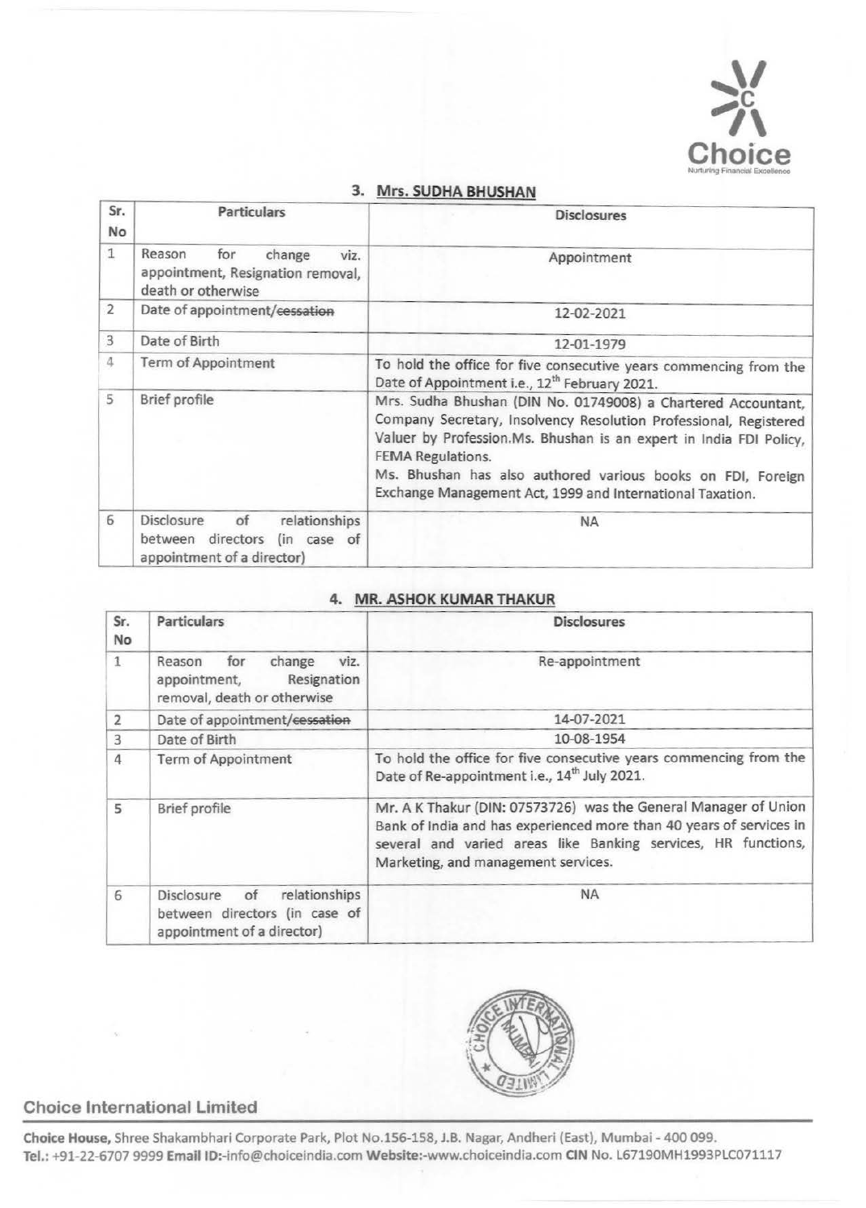### 3. Mrs. SUDHA BHUSHAN

| Sr. No | Particulars | Disclosures |
|---|---|---|
| 1 | Reason for change viz. appointment, Resignation removal, death or otherwise | Appointment |
| 2 | Date of appointment/~~cessation~~ | 12-02-2021 |
| 3 | Date of Birth | 12-01-1979 |
| 4 | Term of Appointment | To hold the office for five consecutive years commencing from the Date of Appointment i.e., 12th February 2021. |
| 5 | Brief profile | Mrs. Sudha Bhushan (DIN No. 01749008) a Chartered Accountant, Company Secretary, Insolvency Resolution Professional, Registered Valuer by Profession.Ms. Bhushan is an expert in India FDI Policy, FEMA Regulations.<br>Ms. Bhushan has also authored various books on FDI, Foreign Exchange Management Act, 1999 and International Taxation. |
| 6 | Disclosure of relationships between directors (in case of appointment of a director) | NA |

### 4. MR. ASHOK KUMAR THAKUR

| Sr. No | Particulars | Disclosures |
|---|---|---|
| 1 | Reason for change viz. appointment, Resignation removal, death or otherwise | Re-appointment |
| 2 | Date of appointment/~~cessation~~ | 14-07-2021 |
| 3 | Date of Birth | 10-08-1954 |
| 4 | Term of Appointment | To hold the office for five consecutive years commencing from the Date of Re-appointment i.e., 14th July 2021. |
| 5 | Brief profile | Mr. A K Thakur (DIN: 07573726) was the General Manager of Union Bank of India and has experienced more than 40 years of services in several and varied areas like Banking services, HR functions, Marketing, and management services. |
| 6 | Disclosure of relationships between directors (in case of appointment of a director) | NA |

**Choice International Limited**

**Choice House,** Shree Shakambhari Corporate Park, Plot No.156-158, J.B. Nagar, Andheri (East), Mumbai - 400 099.
**Tel.:** +91-22-6707 9999 **Email ID:**-info@choiceindia.com **Website:**-www.choiceindia.com **CIN** No. L67190MH1993PLC071117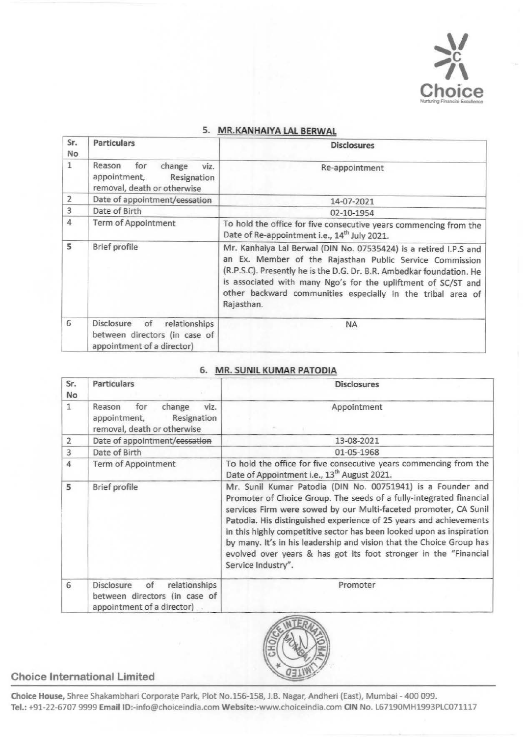## 5. MR.KANHAIYA LAL BERWAL

| Sr. No | Particulars | Disclosures |
|---|---|---|
| 1 | Reason for change viz. appointment, Resignation removal, death or otherwise | Re-appointment |
| 2 | Date of appointment/~~cessation~~ | 14-07-2021 |
| 3 | Date of Birth | 02-10-1954 |
| 4 | Term of Appointment | To hold the office for five consecutive years commencing from the Date of Re-appointment i.e., 14th July 2021. |
| 5 | Brief profile | Mr. Kanhaiya Lal Berwal (DIN No. 07535424) is a retired I.P.S and an Ex. Member of the Rajasthan Public Service Commission (R.P.S.C). Presently he is the D.G. Dr. B.R. Ambedkar foundation. He is associated with many Ngo's for the upliftment of SC/ST and other backward communities especially in the tribal area of Rajasthan. |
| 6 | Disclosure of relationships between directors (in case of appointment of a director) | NA |

## 6. MR. SUNIL KUMAR PATODIA

| Sr. No | Particulars | Disclosures |
|---|---|---|
| 1 | Reason for change viz. appointment, Resignation removal, death or otherwise | Appointment |
| 2 | Date of appointment/~~cessation~~ | 13-08-2021 |
| 3 | Date of Birth | 01-05-1968 |
| 4 | Term of Appointment | To hold the office for five consecutive years commencing from the Date of Appointment i.e., 13th August 2021. |
| 5 | Brief profile | Mr. Sunil Kumar Patodia (DIN No. 00751941) is a Founder and Promoter of Choice Group. The seeds of a fully-integrated financial services Firm were sowed by our Multi-faceted promoter, CA Sunil Patodia. His distinguished experience of 25 years and achievements in this highly competitive sector has been looked upon as inspiration by many. It's in his leadership and vision that the Choice Group has evolved over years & has got its foot stronger in the "Financial Service Industry". |
| 6 | Disclosure of relationships between directors (in case of appointment of a director) | Promoter |

**Choice International Limited**

**Choice House,** Shree Shakambhari Corporate Park, Plot No.156-158, J.B. Nagar, Andheri (East), Mumbai - 400 099.
**Tel.:** +91-22-6707 9999 **Email ID:**-info@choiceindia.com **Website:**-www.choiceindia.com **CIN** No. L67190MH1993PLC071117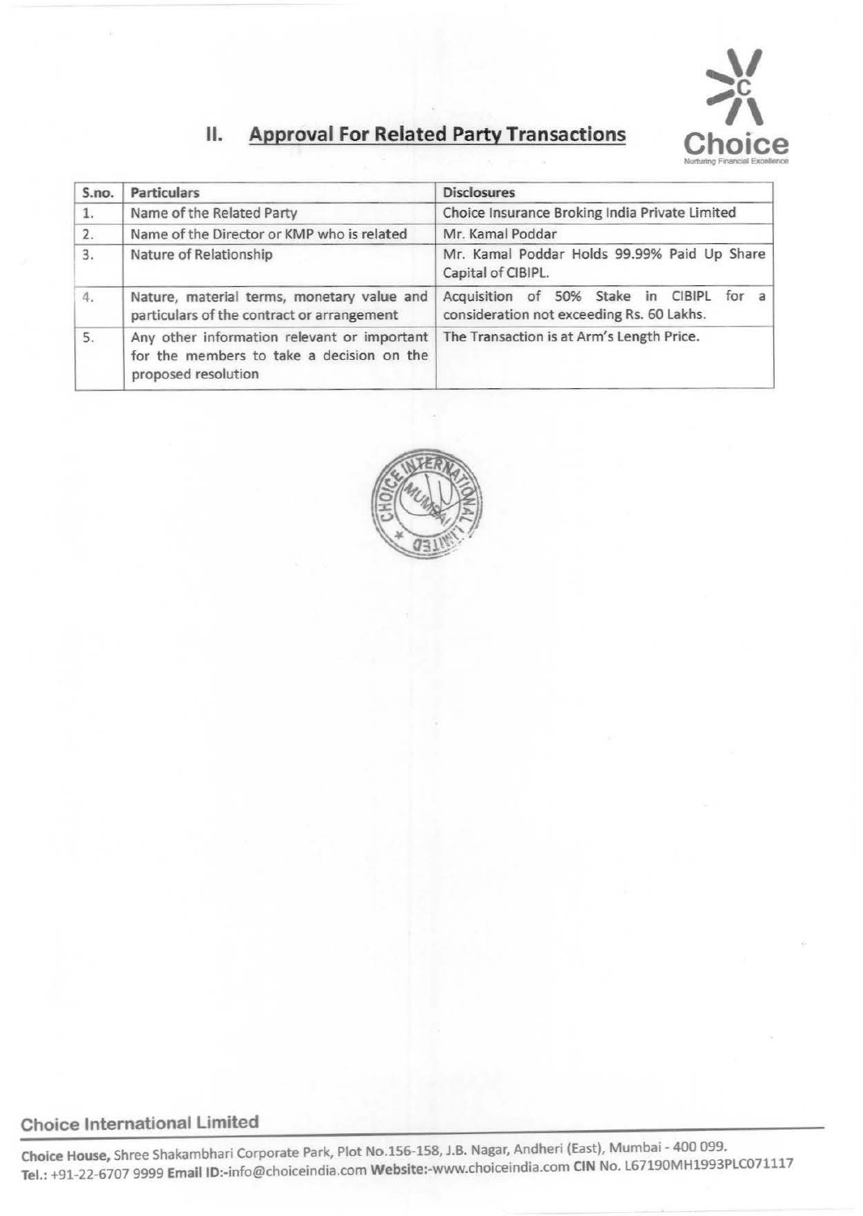## II. Approval For Related Party Transactions

| S.no. | Particulars | Disclosures |
|---|---|---|
| 1. | Name of the Related Party | Choice Insurance Broking India Private Limited |
| 2. | Name of the Director or KMP who is related | Mr. Kamal Poddar |
| 3. | Nature of Relationship | Mr. Kamal Poddar Holds 99.99% Paid Up Share Capital of CIBIPL. |
| 4. | Nature, material terms, monetary value and particulars of the contract or arrangement | Acquisition of 50% Stake in CIBIPL for a consideration not exceeding Rs. 60 Lakhs. |
| 5. | Any other information relevant or important for the members to take a decision on the proposed resolution | The Transaction is at Arm's Length Price. |

**Choice International Limited**

**Choice House,** Shree Shakambhari Corporate Park, Plot No.156-158, J.B. Nagar, Andheri (East), Mumbai - 400 099.
**Tel.:** +91-22-6707 9999 **Email ID:**-info@choiceindia.com **Website:**-www.choiceindia.com **CIN** No. L67190MH1993PLC071117